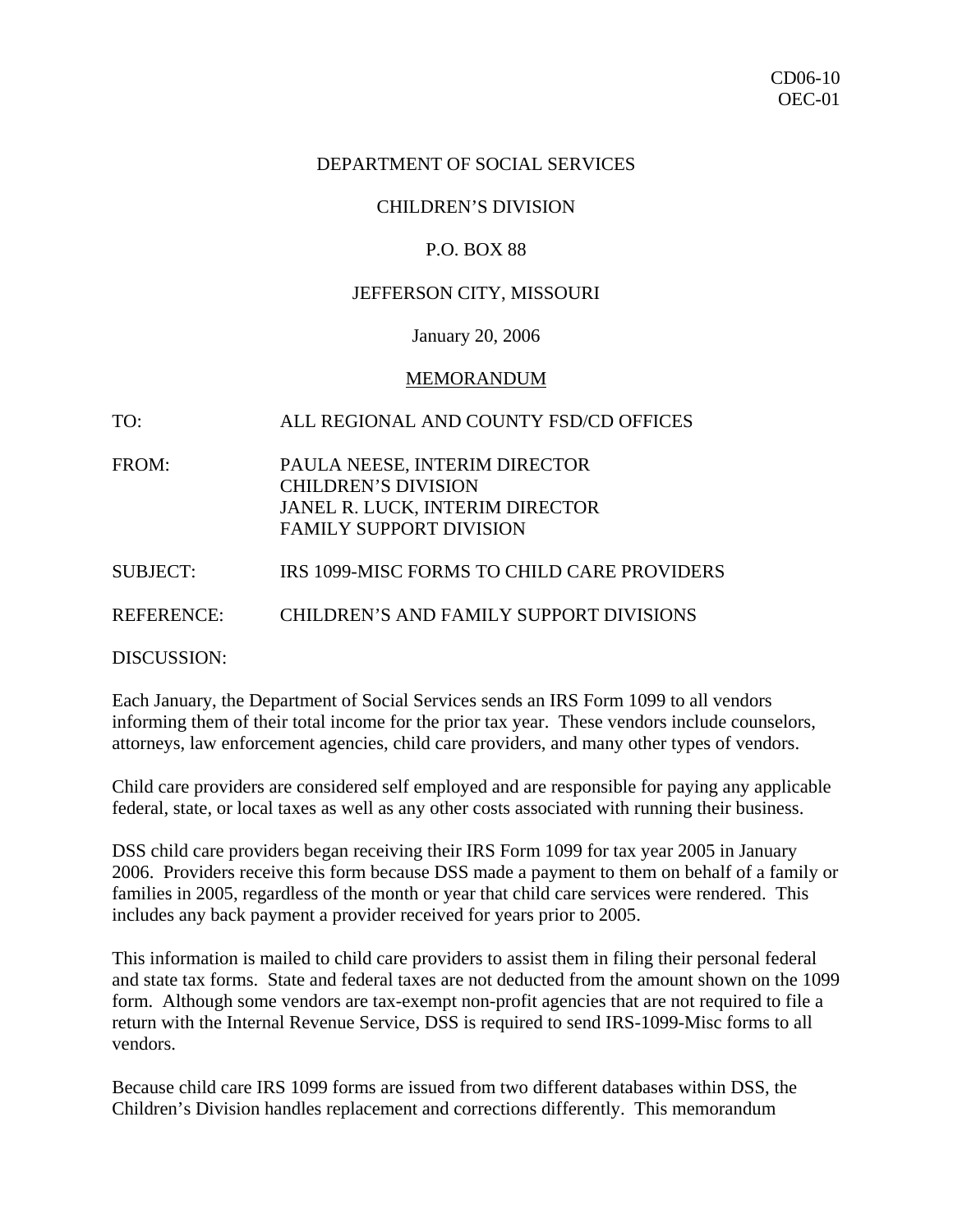CD06-10
OEC-01

DEPARTMENT OF SOCIAL SERVICES

CHILDREN'S DIVISION

P.O. BOX 88

JEFFERSON CITY, MISSOURI

January 20, 2006

MEMORANDUM

TO: ALL REGIONAL AND COUNTY FSD/CD OFFICES

FROM: PAULA NEESE, INTERIM DIRECTOR
CHILDREN'S DIVISION
JANEL R. LUCK, INTERIM DIRECTOR
FAMILY SUPPORT DIVISION

SUBJECT: IRS 1099-MISC FORMS TO CHILD CARE PROVIDERS

REFERENCE: CHILDREN'S AND FAMILY SUPPORT DIVISIONS

DISCUSSION:

Each January, the Department of Social Services sends an IRS Form 1099 to all vendors informing them of their total income for the prior tax year. These vendors include counselors, attorneys, law enforcement agencies, child care providers, and many other types of vendors.

Child care providers are considered self employed and are responsible for paying any applicable federal, state, or local taxes as well as any other costs associated with running their business.

DSS child care providers began receiving their IRS Form 1099 for tax year 2005 in January 2006. Providers receive this form because DSS made a payment to them on behalf of a family or families in 2005, regardless of the month or year that child care services were rendered. This includes any back payment a provider received for years prior to 2005.

This information is mailed to child care providers to assist them in filing their personal federal and state tax forms. State and federal taxes are not deducted from the amount shown on the 1099 form. Although some vendors are tax-exempt non-profit agencies that are not required to file a return with the Internal Revenue Service, DSS is required to send IRS-1099-Misc forms to all vendors.

Because child care IRS 1099 forms are issued from two different databases within DSS, the Children's Division handles replacement and corrections differently. This memorandum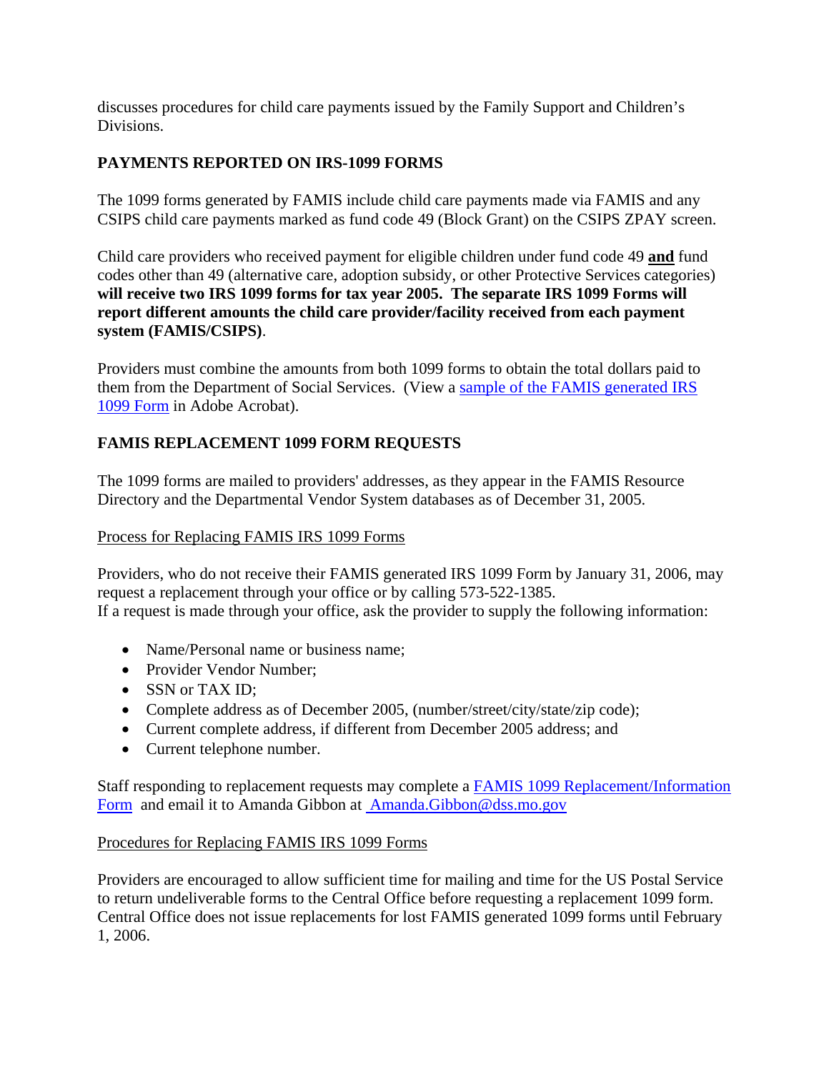discusses procedures for child care payments issued by the Family Support and Children's Divisions.

## PAYMENTS REPORTED ON IRS-1099 FORMS

The 1099 forms generated by FAMIS include child care payments made via FAMIS and any CSIPS child care payments marked as fund code 49 (Block Grant) on the CSIPS ZPAY screen.

Child care providers who received payment for eligible children under fund code 49 **and** fund codes other than 49 (alternative care, adoption subsidy, or other Protective Services categories) **will receive two IRS 1099 forms for tax year 2005. The separate IRS 1099 Forms will report different amounts the child care provider/facility received from each payment system (FAMIS/CSIPS)**.

Providers must combine the amounts from both 1099 forms to obtain the total dollars paid to them from the Department of Social Services. (View a sample of the FAMIS generated IRS 1099 Form in Adobe Acrobat).

## FAMIS REPLACEMENT 1099 FORM REQUESTS

The 1099 forms are mailed to providers' addresses, as they appear in the FAMIS Resource Directory and the Departmental Vendor System databases as of December 31, 2005.

### Process for Replacing FAMIS IRS 1099 Forms

Providers, who do not receive their FAMIS generated IRS 1099 Form by January 31, 2006, may request a replacement through your office or by calling 573-522-1385.
If a request is made through your office, ask the provider to supply the following information:

- Name/Personal name or business name;
- Provider Vendor Number;
- SSN or TAX ID;
- Complete address as of December 2005, (number/street/city/state/zip code);
- Current complete address, if different from December 2005 address; and
- Current telephone number.

Staff responding to replacement requests may complete a FAMIS 1099 Replacement/Information Form and email it to Amanda Gibbon at Amanda.Gibbon@dss.mo.gov

### Procedures for Replacing FAMIS IRS 1099 Forms

Providers are encouraged to allow sufficient time for mailing and time for the US Postal Service to return undeliverable forms to the Central Office before requesting a replacement 1099 form. Central Office does not issue replacements for lost FAMIS generated 1099 forms until February 1, 2006.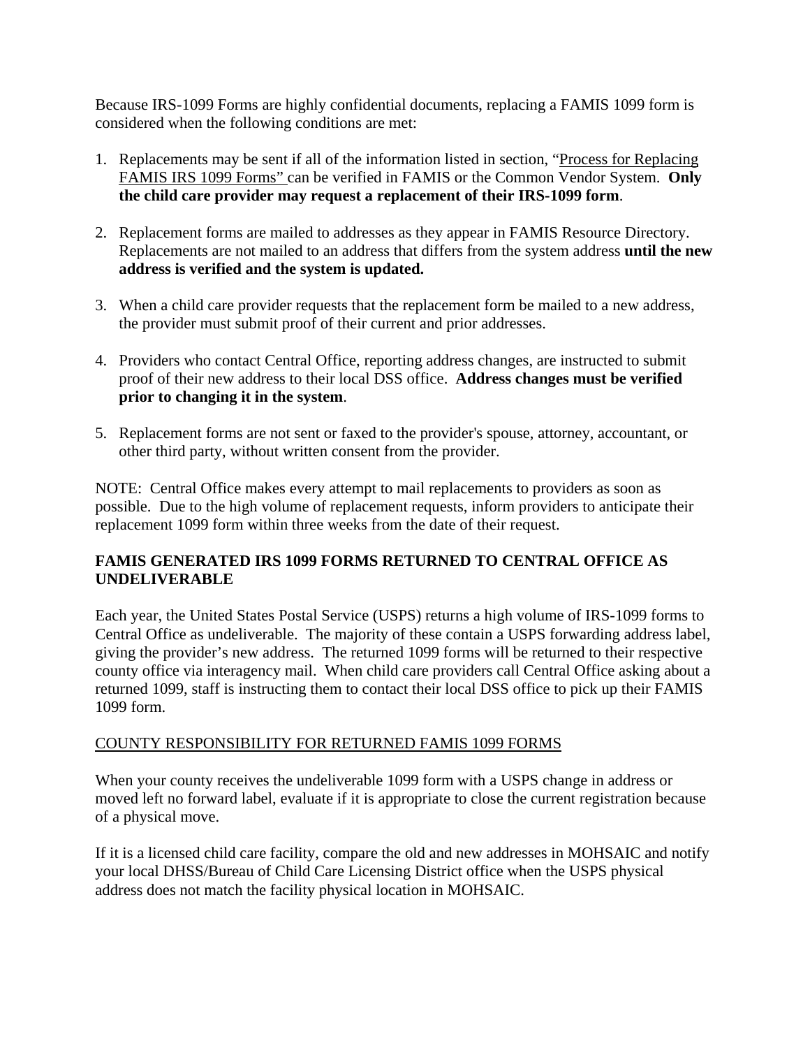Because IRS-1099 Forms are highly confidential documents, replacing a FAMIS 1099 form is considered when the following conditions are met:

1. Replacements may be sent if all of the information listed in section, "Process for Replacing FAMIS IRS 1099 Forms" can be verified in FAMIS or the Common Vendor System. **Only the child care provider may request a replacement of their IRS-1099 form**.

2. Replacement forms are mailed to addresses as they appear in FAMIS Resource Directory. Replacements are not mailed to an address that differs from the system address **until the new address is verified and the system is updated.**

3. When a child care provider requests that the replacement form be mailed to a new address, the provider must submit proof of their current and prior addresses.

4. Providers who contact Central Office, reporting address changes, are instructed to submit proof of their new address to their local DSS office. **Address changes must be verified prior to changing it in the system**.

5. Replacement forms are not sent or faxed to the provider's spouse, attorney, accountant, or other third party, without written consent from the provider.

NOTE: Central Office makes every attempt to mail replacements to providers as soon as possible. Due to the high volume of replacement requests, inform providers to anticipate their replacement 1099 form within three weeks from the date of their request.

## FAMIS GENERATED IRS 1099 FORMS RETURNED TO CENTRAL OFFICE AS UNDELIVERABLE

Each year, the United States Postal Service (USPS) returns a high volume of IRS-1099 forms to Central Office as undeliverable. The majority of these contain a USPS forwarding address label, giving the provider's new address. The returned 1099 forms will be returned to their respective county office via interagency mail. When child care providers call Central Office asking about a returned 1099, staff is instructing them to contact their local DSS office to pick up their FAMIS 1099 form.

### COUNTY RESPONSIBILITY FOR RETURNED FAMIS 1099 FORMS

When your county receives the undeliverable 1099 form with a USPS change in address or moved left no forward label, evaluate if it is appropriate to close the current registration because of a physical move.

If it is a licensed child care facility, compare the old and new addresses in MOHSAIC and notify your local DHSS/Bureau of Child Care Licensing District office when the USPS physical address does not match the facility physical location in MOHSAIC.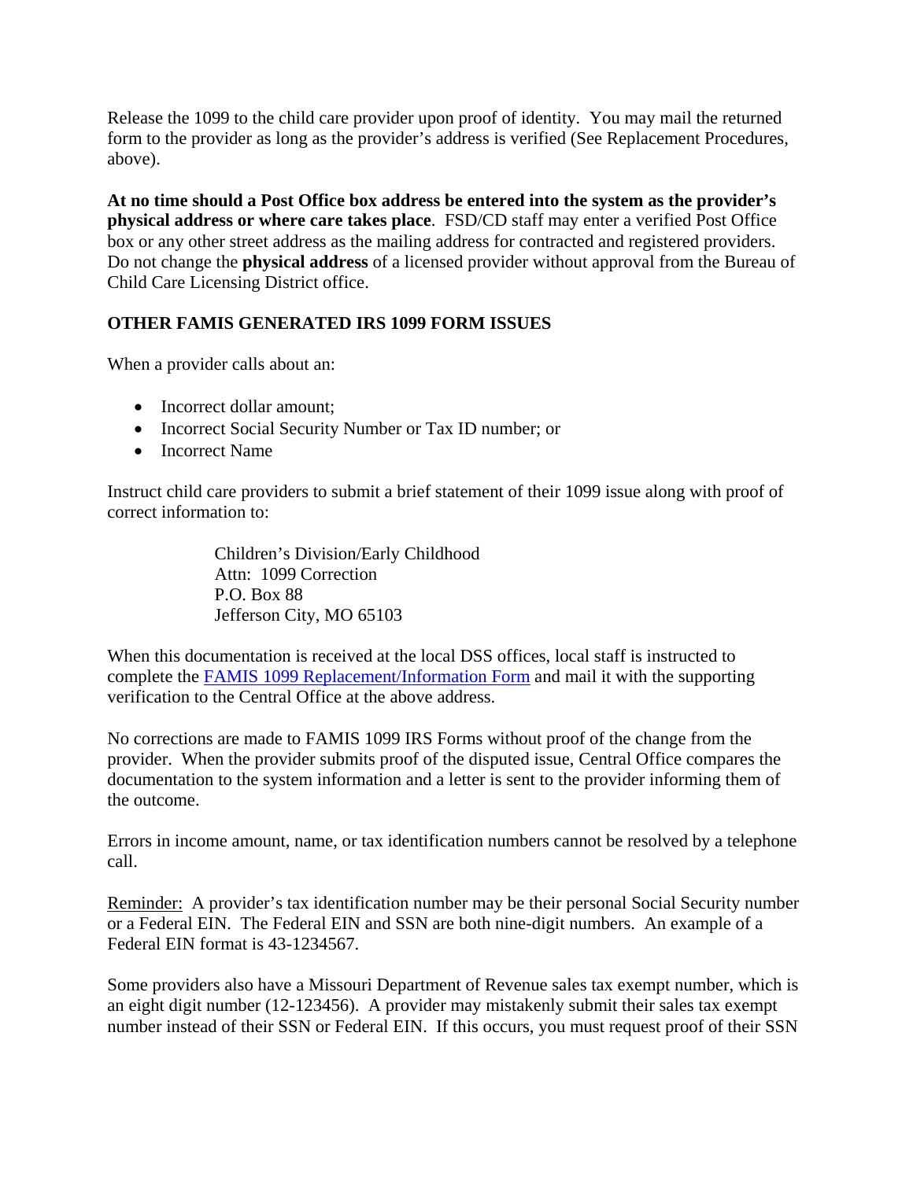Release the 1099 to the child care provider upon proof of identity. You may mail the returned form to the provider as long as the provider's address is verified (See Replacement Procedures, above).

**At no time should a Post Office box address be entered into the system as the provider's physical address or where care takes place**. FSD/CD staff may enter a verified Post Office box or any other street address as the mailing address for contracted and registered providers. Do not change the **physical address** of a licensed provider without approval from the Bureau of Child Care Licensing District office.

**OTHER FAMIS GENERATED IRS 1099 FORM ISSUES**

When a provider calls about an:

- Incorrect dollar amount;
- Incorrect Social Security Number or Tax ID number; or
- Incorrect Name

Instruct child care providers to submit a brief statement of their 1099 issue along with proof of correct information to:

> Children's Division/Early Childhood
> Attn: 1099 Correction
> P.O. Box 88
> Jefferson City, MO 65103

When this documentation is received at the local DSS offices, local staff is instructed to complete the FAMIS 1099 Replacement/Information Form and mail it with the supporting verification to the Central Office at the above address.

No corrections are made to FAMIS 1099 IRS Forms without proof of the change from the provider. When the provider submits proof of the disputed issue, Central Office compares the documentation to the system information and a letter is sent to the provider informing them of the outcome.

Errors in income amount, name, or tax identification numbers cannot be resolved by a telephone call.

Reminder: A provider's tax identification number may be their personal Social Security number or a Federal EIN. The Federal EIN and SSN are both nine-digit numbers. An example of a Federal EIN format is 43-1234567.

Some providers also have a Missouri Department of Revenue sales tax exempt number, which is an eight digit number (12-123456). A provider may mistakenly submit their sales tax exempt number instead of their SSN or Federal EIN. If this occurs, you must request proof of their SSN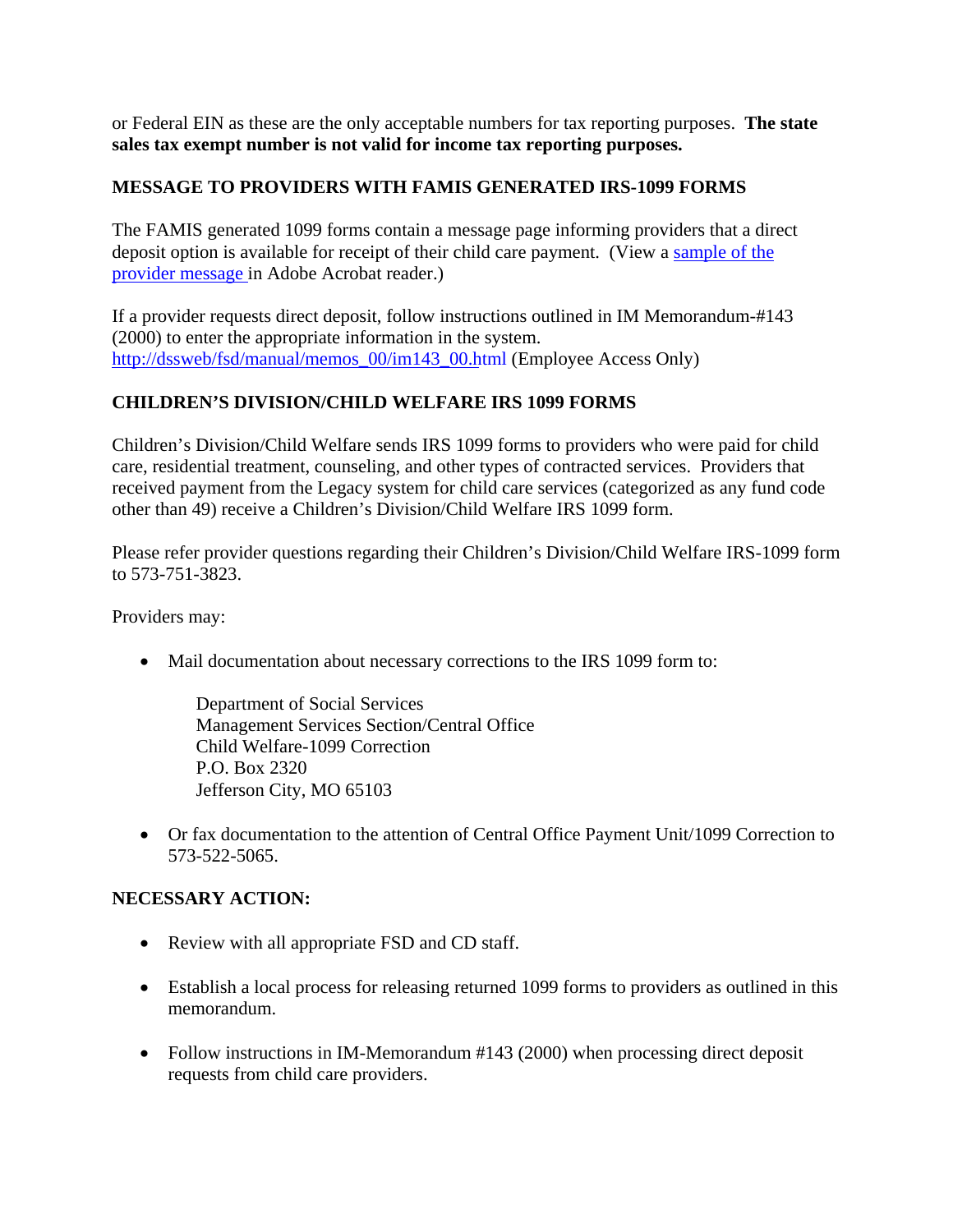or Federal EIN as these are the only acceptable numbers for tax reporting purposes. **The state sales tax exempt number is not valid for income tax reporting purposes.**

**MESSAGE TO PROVIDERS WITH FAMIS GENERATED IRS-1099 FORMS**

The FAMIS generated 1099 forms contain a message page informing providers that a direct deposit option is available for receipt of their child care payment. (View a [sample of the provider message](#) in Adobe Acrobat reader.)

If a provider requests direct deposit, follow instructions outlined in IM Memorandum-#143 (2000) to enter the appropriate information in the system. [http://dssweb/fsd/manual/memos_00/im143_00.html](http://dssweb/fsd/manual/memos_00/im143_00.html) (Employee Access Only)

**CHILDREN'S DIVISION/CHILD WELFARE IRS 1099 FORMS**

Children's Division/Child Welfare sends IRS 1099 forms to providers who were paid for child care, residential treatment, counseling, and other types of contracted services. Providers that received payment from the Legacy system for child care services (categorized as any fund code other than 49) receive a Children's Division/Child Welfare IRS 1099 form.

Please refer provider questions regarding their Children's Division/Child Welfare IRS-1099 form to 573-751-3823.

Providers may:

- Mail documentation about necessary corrections to the IRS 1099 form to:

  Department of Social Services
  Management Services Section/Central Office
  Child Welfare-1099 Correction
  P.O. Box 2320
  Jefferson City, MO 65103

- Or fax documentation to the attention of Central Office Payment Unit/1099 Correction to 573-522-5065.

**NECESSARY ACTION:**

- Review with all appropriate FSD and CD staff.
- Establish a local process for releasing returned 1099 forms to providers as outlined in this memorandum.
- Follow instructions in IM-Memorandum #143 (2000) when processing direct deposit requests from child care providers.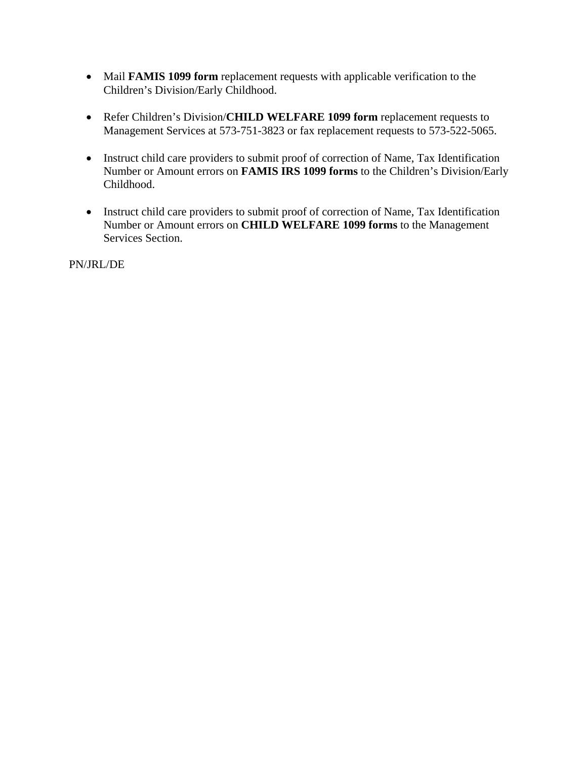- Mail **FAMIS 1099 form** replacement requests with applicable verification to the Children's Division/Early Childhood.

- Refer Children's Division/**CHILD WELFARE 1099 form** replacement requests to Management Services at 573-751-3823 or fax replacement requests to 573-522-5065.

- Instruct child care providers to submit proof of correction of Name, Tax Identification Number or Amount errors on **FAMIS IRS 1099 forms** to the Children's Division/Early Childhood.

- Instruct child care providers to submit proof of correction of Name, Tax Identification Number or Amount errors on **CHILD WELFARE 1099 forms** to the Management Services Section.

PN/JRL/DE